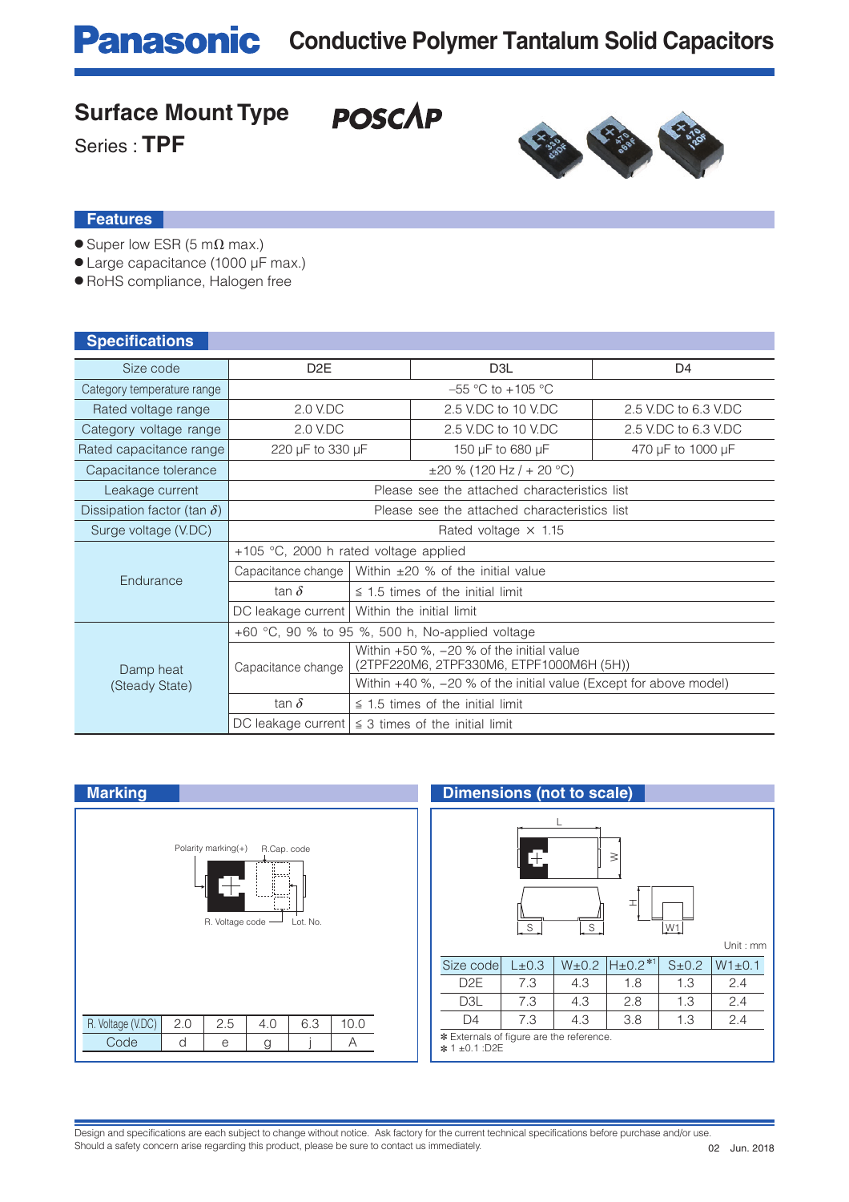# Panasonic Conductive Polymer Tantalum Solid Capacitors

## Surface Mount Type

**POSCAP**

Series : **TPF**

### Features

- Super low ESR (5 mΩ max.)
- Large capacitance (1000 μF max.)
- RoHS compliance, Halogen free

### Specifications

| Size code | | D2E | D3L | D4 |
|---|---|---|---|---|
| Category temperature range | | –55 °C to +105 °C | | |
| Rated voltage range | | 2.0 V.DC | 2.5 V.DC to 10 V.DC | 2.5 V.DC to 6.3 V.DC |
| Category voltage range | | 2.0 V.DC | 2.5 V.DC to 10 V.DC | 2.5 V.DC to 6.3 V.DC |
| Rated capacitance range | | 220 μF to 330 μF | 150 μF to 680 μF | 470 μF to 1000 μF |
| Capacitance tolerance | | ±20 % (120 Hz / + 20 °C) | | |
| Leakage current | | Please see the attached characteristics list | | |
| Dissipation factor (tan $\delta$) | | Please see the attached characteristics list | | |
| Surge voltage (V.DC) | | Rated voltage × 1.15 | | |
| Endurance | +105 °C, 2000 h rated voltage applied | | | |
| | Capacitance change | Within ±20 % of the initial value | | |
| | tan $\delta$ | ≤ 1.5 times of the initial limit | | |
| | DC leakage current | Within the initial limit | | |
| Damp heat (Steady State) | +60 °C, 90 % to 95 %, 500 h, No-applied voltage | | | |
| | Capacitance change | Within +50 %, –20 % of the initial value (2TPF220M6, 2TPF330M6, ETPF1000M6H (5H)) | | |
| | | Within +40 %, –20 % of the initial value (Except for above model) | | |
| | tan $\delta$ | ≤ 1.5 times of the initial limit | | |
| | DC leakage current | ≤ 3 times of the initial limit | | |

### Marking

Polarity marking(+) R.Cap. code

R. Voltage code Lot. No.

| R. Voltage (V.DC) | 2.0 | 2.5 | 4.0 | 6.3 | 10.0 |
|---|---|---|---|---|---|
| Code | d | e | g | j | A |

### Dimensions (not to scale)

Unit : mm

| Size code | L±0.3 | W±0.2 | H±0.2*1 | S±0.2 | W1±0.1 |
|---|---|---|---|---|---|
| D2E | 7.3 | 4.3 | 1.8 | 1.3 | 2.4 |
| D3L | 7.3 | 4.3 | 2.8 | 1.3 | 2.4 |
| D4 | 7.3 | 4.3 | 3.8 | 1.3 | 2.4 |

* Externals of figure are the reference.
* 1 ±0.1 :D2E

Design and specifications are each subject to change without notice. Ask factory for the current technical specifications before purchase and/or use.
Should a safety concern arise regarding this product, please be sure to contact us immediately.

02 Jun. 2018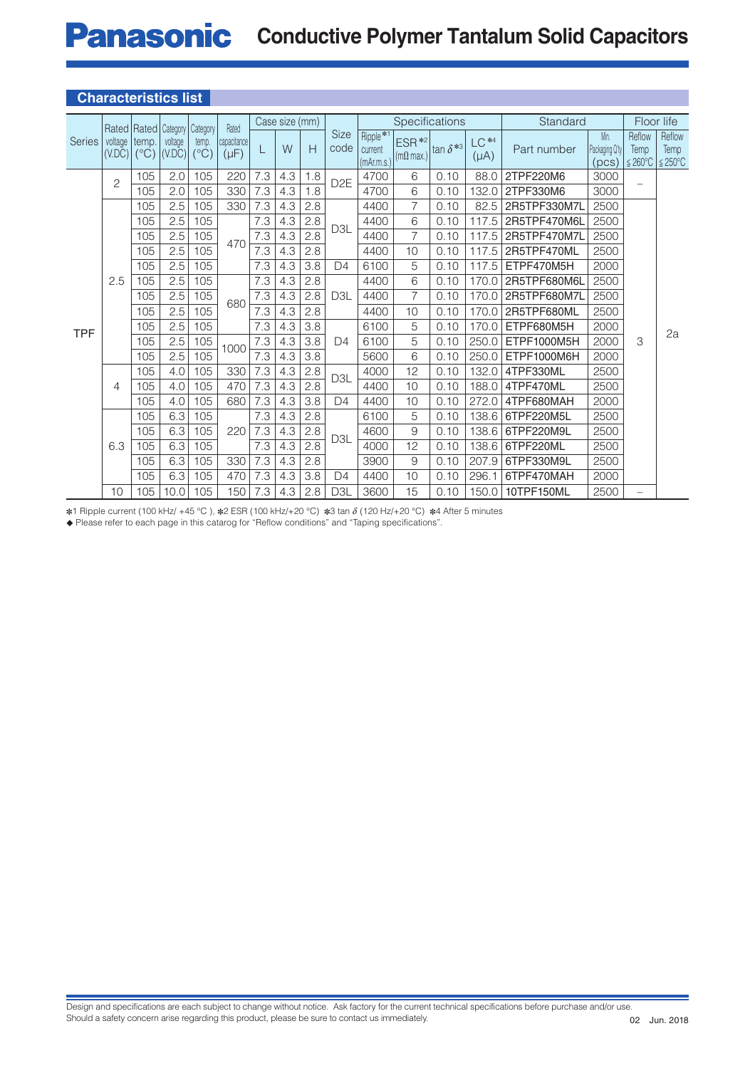# Conductive Polymer Tantalum Solid Capacitors

## Characteristics list

| Series | Rated voltage (V.DC) | Rated temp. (°C) | Category voltage (V.DC) | Category temp. (°C) | Rated capacitance (μF) | Case size (mm) L | W | H | Size code | Specifications Ripple*1 current (mAr.m.s.) | ESR*2 (mΩ max.) | tan δ*3 | LC*4 (μA) | Standard Part number | Min. Packaging Q'ty (pcs) | Floor life Reflow Temp ≤ 260°C | Reflow Temp ≤ 250°C |
|---|---|---|---|---|---|---|---|---|---|---|---|---|---|---|---|---|---|
| TPF | 2 | 105 | 2.0 | 105 | 220 | 7.3 | 4.3 | 1.8 | D2E | 4700 | 6 | 0.10 | 88.0 | 2TPF220M6 | 3000 | – | 2a |
| | | 105 | 2.0 | 105 | 330 | 7.3 | 4.3 | 1.8 | D2E | 4700 | 6 | 0.10 | 132.0 | 2TPF330M6 | 3000 | | |
| | 2.5 | 105 | 2.5 | 105 | 330 | 7.3 | 4.3 | 2.8 | D3L | 4400 | 7 | 0.10 | 82.5 | 2R5TPF330M7L | 2500 | 3 | |
| | | 105 | 2.5 | 105 | 470 | 7.3 | 4.3 | 2.8 | D3L | 4400 | 6 | 0.10 | 117.5 | 2R5TPF470M6L | 2500 | | |
| | | 105 | 2.5 | 105 | 470 | 7.3 | 4.3 | 2.8 | D3L | 4400 | 7 | 0.10 | 117.5 | 2R5TPF470M7L | 2500 | | |
| | | 105 | 2.5 | 105 | 470 | 7.3 | 4.3 | 2.8 | D3L | 4400 | 10 | 0.10 | 117.5 | 2R5TPF470ML | 2500 | | |
| | | 105 | 2.5 | 105 | 470 | 7.3 | 4.3 | 3.8 | D4 | 6100 | 5 | 0.10 | 117.5 | ETPF470M5H | 2000 | | |
| | | 105 | 2.5 | 105 | 680 | 7.3 | 4.3 | 2.8 | D3L | 4400 | 6 | 0.10 | 170.0 | 2R5TPF680M6L | 2500 | | |
| | | 105 | 2.5 | 105 | 680 | 7.3 | 4.3 | 2.8 | D3L | 4400 | 7 | 0.10 | 170.0 | 2R5TPF680M7L | 2500 | | |
| | | 105 | 2.5 | 105 | 680 | 7.3 | 4.3 | 2.8 | D3L | 4400 | 10 | 0.10 | 170.0 | 2R5TPF680ML | 2500 | | |
| | | 105 | 2.5 | 105 | 680 | 7.3 | 4.3 | 3.8 | D4 | 6100 | 5 | 0.10 | 170.0 | ETPF680M5H | 2000 | | |
| | | 105 | 2.5 | 105 | 1000 | 7.3 | 4.3 | 3.8 | D4 | 6100 | 5 | 0.10 | 250.0 | ETPF1000M5H | 2000 | | |
| | | 105 | 2.5 | 105 | 1000 | 7.3 | 4.3 | 3.8 | D4 | 5600 | 6 | 0.10 | 250.0 | ETPF1000M6H | 2000 | | |
| | 4 | 105 | 4.0 | 105 | 330 | 7.3 | 4.3 | 2.8 | D3L | 4000 | 12 | 0.10 | 132.0 | 4TPF330ML | 2500 | | |
| | | 105 | 4.0 | 105 | 470 | 7.3 | 4.3 | 2.8 | D3L | 4400 | 10 | 0.10 | 188.0 | 4TPF470ML | 2500 | | |
| | | 105 | 4.0 | 105 | 680 | 7.3 | 4.3 | 3.8 | D4 | 4400 | 10 | 0.10 | 272.0 | 4TPF680MAH | 2000 | | |
| | 6.3 | 105 | 6.3 | 105 | 220 | 7.3 | 4.3 | 2.8 | D3L | 6100 | 5 | 0.10 | 138.6 | 6TPF220M5L | 2500 | | |
| | | 105 | 6.3 | 105 | 220 | 7.3 | 4.3 | 2.8 | D3L | 4600 | 9 | 0.10 | 138.6 | 6TPF220M9L | 2500 | | |
| | | 105 | 6.3 | 105 | 220 | 7.3 | 4.3 | 2.8 | D3L | 4000 | 12 | 0.10 | 138.6 | 6TPF220ML | 2500 | | |
| | | 105 | 6.3 | 105 | 330 | 7.3 | 4.3 | 2.8 | D3L | 3900 | 9 | 0.10 | 207.9 | 6TPF330M9L | 2500 | | |
| | | 105 | 6.3 | 105 | 470 | 7.3 | 4.3 | 3.8 | D4 | 4400 | 10 | 0.10 | 296.1 | 6TPF470MAH | 2000 | | |
| | 10 | 105 | 10.0 | 105 | 150 | 7.3 | 4.3 | 2.8 | D3L | 3600 | 15 | 0.10 | 150.0 | 10TPF150ML | 2500 | – | |

*1 Ripple current (100 kHz/ +45 °C ), *2 ESR (100 kHz/+20 °C) *3 tan δ (120 Hz/+20 °C) *4 After 5 minutes

◆ Please refer to each page in this catarog for "Reflow conditions" and "Taping specifications".

Design and specifications are each subject to change without notice. Ask factory for the current technical specifications before purchase and/or use.
Should a safety concern arise regarding this product, please be sure to contact us immediately.

02 Jun. 2018